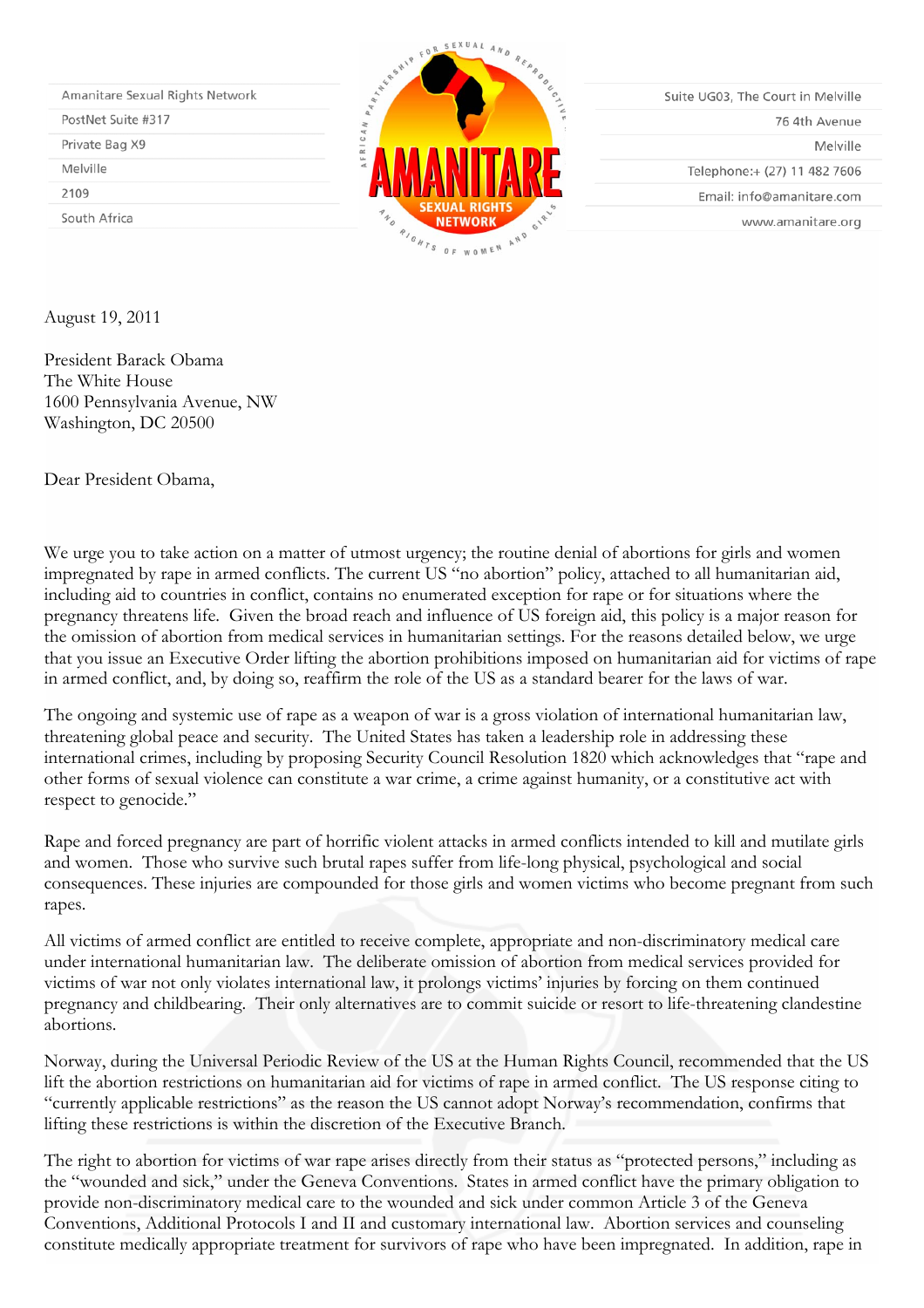Amanitare Sexual Rights Network
PostNet Suite #317
Private Bag X9
Melville
2109
South Africa

AMANITARE SEXUAL RIGHTS NETWORK
AFRICAN PARTNERSHIP FOR SEXUAL AND REPRODUCTIVE AND RIGHTS OF WOMEN AND GIRLS

Suite UG03, The Court in Melville
76 4th Avenue
Melville
Telephone:+ (27) 11 482 7606
Email: info@amanitare.com
www.amanitare.org

August 19, 2011

President Barack Obama
The White House
1600 Pennsylvania Avenue, NW
Washington, DC 20500

Dear President Obama,

We urge you to take action on a matter of utmost urgency; the routine denial of abortions for girls and women impregnated by rape in armed conflicts. The current US "no abortion" policy, attached to all humanitarian aid, including aid to countries in conflict, contains no enumerated exception for rape or for situations where the pregnancy threatens life. Given the broad reach and influence of US foreign aid, this policy is a major reason for the omission of abortion from medical services in humanitarian settings. For the reasons detailed below, we urge that you issue an Executive Order lifting the abortion prohibitions imposed on humanitarian aid for victims of rape in armed conflict, and, by doing so, reaffirm the role of the US as a standard bearer for the laws of war.

The ongoing and systemic use of rape as a weapon of war is a gross violation of international humanitarian law, threatening global peace and security. The United States has taken a leadership role in addressing these international crimes, including by proposing Security Council Resolution 1820 which acknowledges that "rape and other forms of sexual violence can constitute a war crime, a crime against humanity, or a constitutive act with respect to genocide."

Rape and forced pregnancy are part of horrific violent attacks in armed conflicts intended to kill and mutilate girls and women. Those who survive such brutal rapes suffer from life-long physical, psychological and social consequences. These injuries are compounded for those girls and women victims who become pregnant from such rapes.

All victims of armed conflict are entitled to receive complete, appropriate and non-discriminatory medical care under international humanitarian law. The deliberate omission of abortion from medical services provided for victims of war not only violates international law, it prolongs victims' injuries by forcing on them continued pregnancy and childbearing. Their only alternatives are to commit suicide or resort to life-threatening clandestine abortions.

Norway, during the Universal Periodic Review of the US at the Human Rights Council, recommended that the US lift the abortion restrictions on humanitarian aid for victims of rape in armed conflict. The US response citing to "currently applicable restrictions" as the reason the US cannot adopt Norway's recommendation, confirms that lifting these restrictions is within the discretion of the Executive Branch.

The right to abortion for victims of war rape arises directly from their status as "protected persons," including as the "wounded and sick," under the Geneva Conventions. States in armed conflict have the primary obligation to provide non-discriminatory medical care to the wounded and sick under common Article 3 of the Geneva Conventions, Additional Protocols I and II and customary international law. Abortion services and counseling constitute medically appropriate treatment for survivors of rape who have been impregnated. In addition, rape in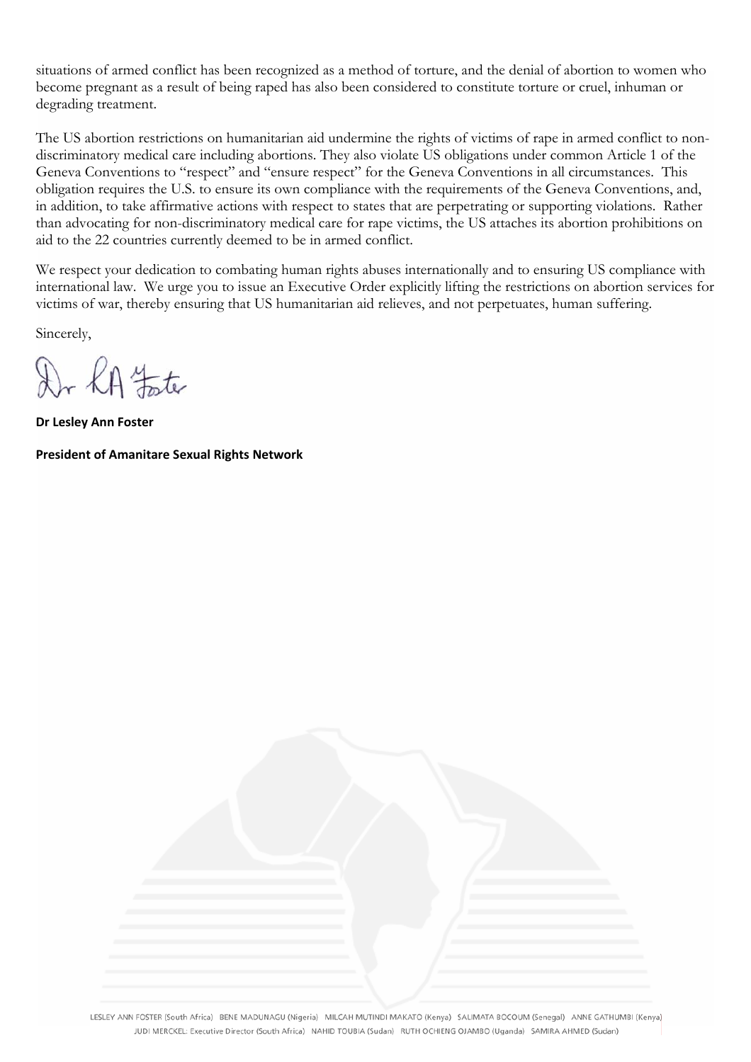situations of armed conflict has been recognized as a method of torture, and the denial of abortion to women who become pregnant as a result of being raped has also been considered to constitute torture or cruel, inhuman or degrading treatment.

The US abortion restrictions on humanitarian aid undermine the rights of victims of rape in armed conflict to non-discriminatory medical care including abortions. They also violate US obligations under common Article 1 of the Geneva Conventions to "respect" and "ensure respect" for the Geneva Conventions in all circumstances. This obligation requires the U.S. to ensure its own compliance with the requirements of the Geneva Conventions, and, in addition, to take affirmative actions with respect to states that are perpetrating or supporting violations. Rather than advocating for non-discriminatory medical care for rape victims, the US attaches its abortion prohibitions on aid to the 22 countries currently deemed to be in armed conflict.

We respect your dedication to combating human rights abuses internationally and to ensuring US compliance with international law. We urge you to issue an Executive Order explicitly lifting the restrictions on abortion services for victims of war, thereby ensuring that US humanitarian aid relieves, and not perpetuates, human suffering.

Sincerely,

Dr LA Foster

**Dr Lesley Ann Foster**

**President of Amanitare Sexual Rights Network**

LESLEY ANN FOSTER (South Africa) BENE MADUNAGU (Nigeria) MILCAH MUTINDI MAKATO (Kenya) SALIMATA BOCOUM (Senegal) ANNE GATHUMBI (Kenya)
JUDI MERCKEL: Executive Director (South Africa) NAHID TOUBIA (Sudan) RUTH OCHIENG OJAMBO (Uganda) SAMIRA AHMED (Sudan)